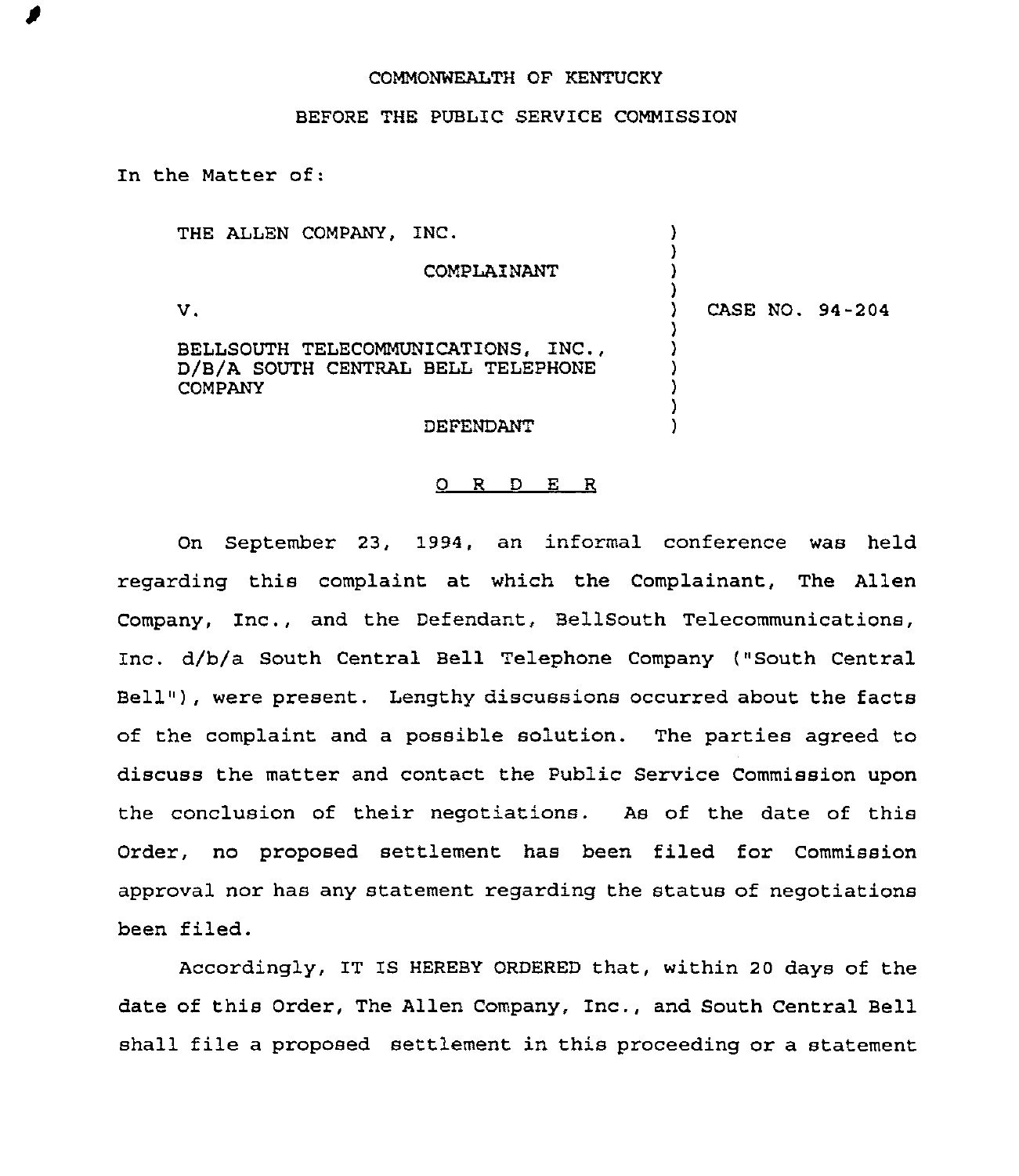COMMONWEALTH OF KENTUCKY

BEFORE THE PUBLIC SERVICE COMMISSION

In the Matter of:

THE ALLEN COMPANY, INC.

COMPLAINANT

V.

BELLSOUTH TELECOMMUNICATIONS, INC., D/B/A SOUTH CENTRAL BELL TELEPHONE COMPANY

DEFENDANT

CASE NO. 94-204

O R D E R

On September 23, 1994, an informal conference was held regarding this complaint at which the Complainant, The Allen Company, Inc., and the Defendant, BellSouth Telecommunications, Inc. d/b/a South Central Bell Telephone Company ("South Central Bell"), were present. Lengthy discussions occurred about the facts of the complaint and a possible solution. The parties agreed to discuss the matter and contact the Public Service Commission upon the conclusion of their negotiations. As of the date of this Order, no proposed settlement has been filed for Commission approval nor has any statement regarding the status of negotiations been filed.

Accordingly, IT IS HEREBY ORDERED that, within 20 days of the date of this Order, The Allen Company, Inc., and South Central Bell shall file a proposed settlement in this proceeding or a statement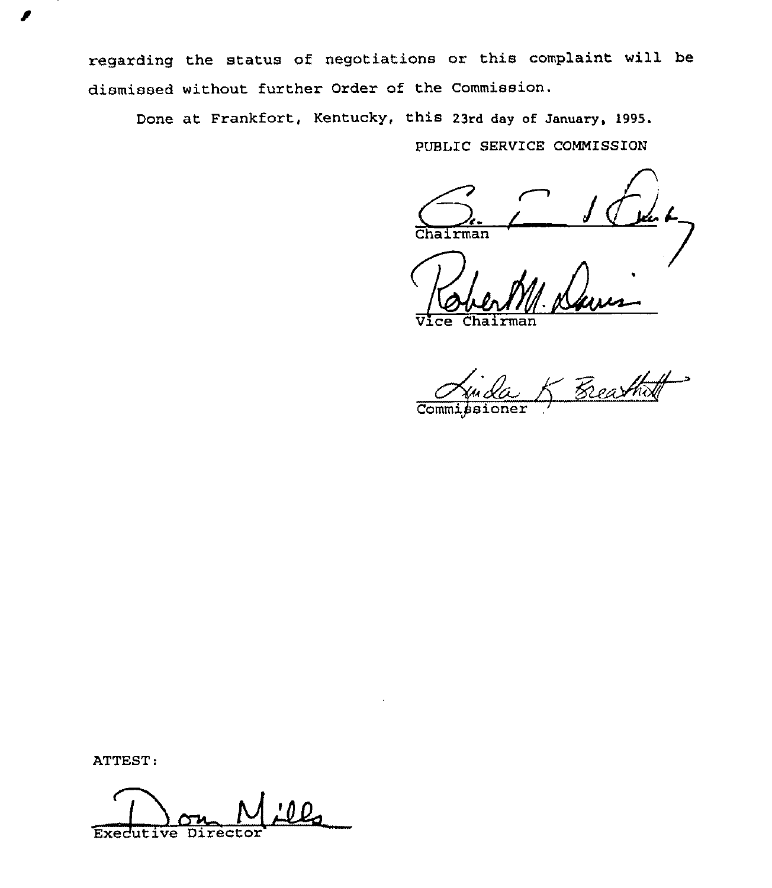regarding the status of negotiations or this complaint will be dismissed without further Order of the Commission.

Done at Frankfort, Kentucky, this 23rd day of January, 1995.

PUBLIC SERVICE COMMISSION

Chairman

Vice Chairman

Commissioner

ATTEST:

Executive Director